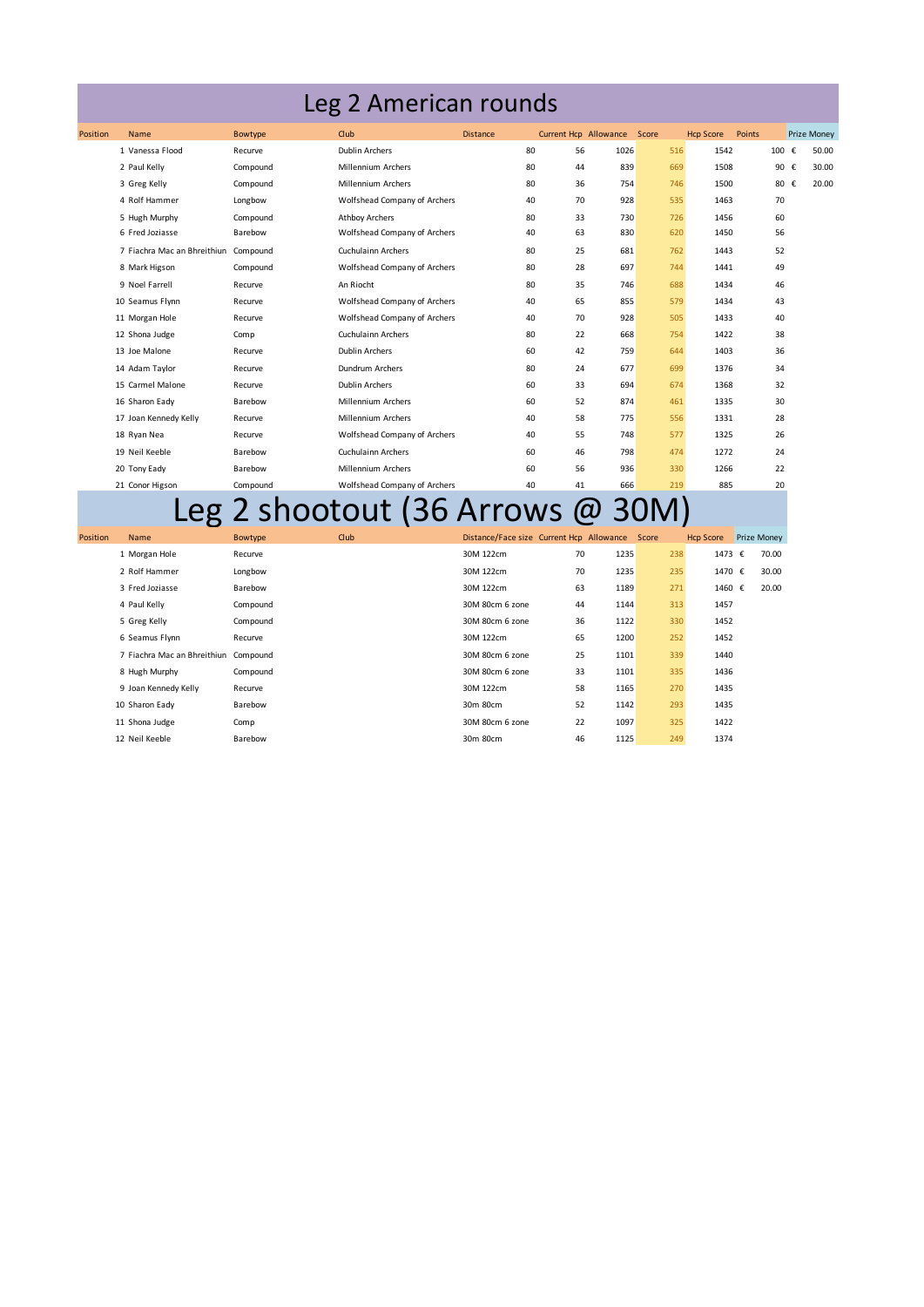# Leg 2 American rounds

| Position | Name | Bowtype | Club | Distance | Current Hcp | Allowance | Score | Hcp Score | Points | Prize Money |
|---|---|---|---|---|---|---|---|---|---|---|
| 1 | Vanessa Flood | Recurve | Dublin Archers | 80 | 56 | 1026 | 516 | 1542 | 100 | € 50.00 |
| 2 | Paul Kelly | Compound | Millennium Archers | 80 | 44 | 839 | 669 | 1508 | 90 | € 30.00 |
| 3 | Greg Kelly | Compound | Millennium Archers | 80 | 36 | 754 | 746 | 1500 | 80 | € 20.00 |
| 4 | Rolf Hammer | Longbow | Wolfshead Company of Archers | 40 | 70 | 928 | 535 | 1463 | 70 | |
| 5 | Hugh Murphy | Compound | Athboy Archers | 80 | 33 | 730 | 726 | 1456 | 60 | |
| 6 | Fred Joziasse | Barebow | Wolfshead Company of Archers | 40 | 63 | 830 | 620 | 1450 | 56 | |
| 7 | Fiachra Mac an Bhreithiun | Compound | Cuchulainn Archers | 80 | 25 | 681 | 762 | 1443 | 52 | |
| 8 | Mark Higson | Compound | Wolfshead Company of Archers | 80 | 28 | 697 | 744 | 1441 | 49 | |
| 9 | Noel Farrell | Recurve | An Riocht | 80 | 35 | 746 | 688 | 1434 | 46 | |
| 10 | Seamus Flynn | Recurve | Wolfshead Company of Archers | 40 | 65 | 855 | 579 | 1434 | 43 | |
| 11 | Morgan Hole | Recurve | Wolfshead Company of Archers | 40 | 70 | 928 | 505 | 1433 | 40 | |
| 12 | Shona Judge | Comp | Cuchulainn Archers | 80 | 22 | 668 | 754 | 1422 | 38 | |
| 13 | Joe Malone | Recurve | Dublin Archers | 60 | 42 | 759 | 644 | 1403 | 36 | |
| 14 | Adam Taylor | Recurve | Dundrum Archers | 80 | 24 | 677 | 699 | 1376 | 34 | |
| 15 | Carmel Malone | Recurve | Dublin Archers | 60 | 33 | 694 | 674 | 1368 | 32 | |
| 16 | Sharon Eady | Barebow | Millennium Archers | 60 | 52 | 874 | 461 | 1335 | 30 | |
| 17 | Joan Kennedy Kelly | Recurve | Millennium Archers | 40 | 58 | 775 | 556 | 1331 | 28 | |
| 18 | Ryan Nea | Recurve | Wolfshead Company of Archers | 40 | 55 | 748 | 577 | 1325 | 26 | |
| 19 | Neil Keeble | Barebow | Cuchulainn Archers | 60 | 46 | 798 | 474 | 1272 | 24 | |
| 20 | Tony Eady | Barebow | Millennium Archers | 60 | 56 | 936 | 330 | 1266 | 22 | |
| 21 | Conor Higson | Compound | Wolfshead Company of Archers | 40 | 41 | 666 | 219 | 885 | 20 | |

# Leg 2 shootout (36 Arrows @ 30M)

| Position | Name | Bowtype | Club | Distance/Face size | Current Hcp | Allowance | Score | Hcp Score | Prize Money |
|---|---|---|---|---|---|---|---|---|---|
| 1 | Morgan Hole | Recurve | | 30M 122cm | 70 | 1235 | 238 | 1473 | € 70.00 |
| 2 | Rolf Hammer | Longbow | | 30M 122cm | 70 | 1235 | 235 | 1470 | € 30.00 |
| 3 | Fred Joziasse | Barebow | | 30M 122cm | 63 | 1189 | 271 | 1460 | € 20.00 |
| 4 | Paul Kelly | Compound | | 30M 80cm 6 zone | 44 | 1144 | 313 | 1457 | |
| 5 | Greg Kelly | Compound | | 30M 80cm 6 zone | 36 | 1122 | 330 | 1452 | |
| 6 | Seamus Flynn | Recurve | | 30M 122cm | 65 | 1200 | 252 | 1452 | |
| 7 | Fiachra Mac an Bhreithiun | Compound | | 30M 80cm 6 zone | 25 | 1101 | 339 | 1440 | |
| 8 | Hugh Murphy | Compound | | 30M 80cm 6 zone | 33 | 1101 | 335 | 1436 | |
| 9 | Joan Kennedy Kelly | Recurve | | 30M 122cm | 58 | 1165 | 270 | 1435 | |
| 10 | Sharon Eady | Barebow | | 30m 80cm | 52 | 1142 | 293 | 1435 | |
| 11 | Shona Judge | Comp | | 30M 80cm 6 zone | 22 | 1097 | 325 | 1422 | |
| 12 | Neil Keeble | Barebow | | 30m 80cm | 46 | 1125 | 249 | 1374 | |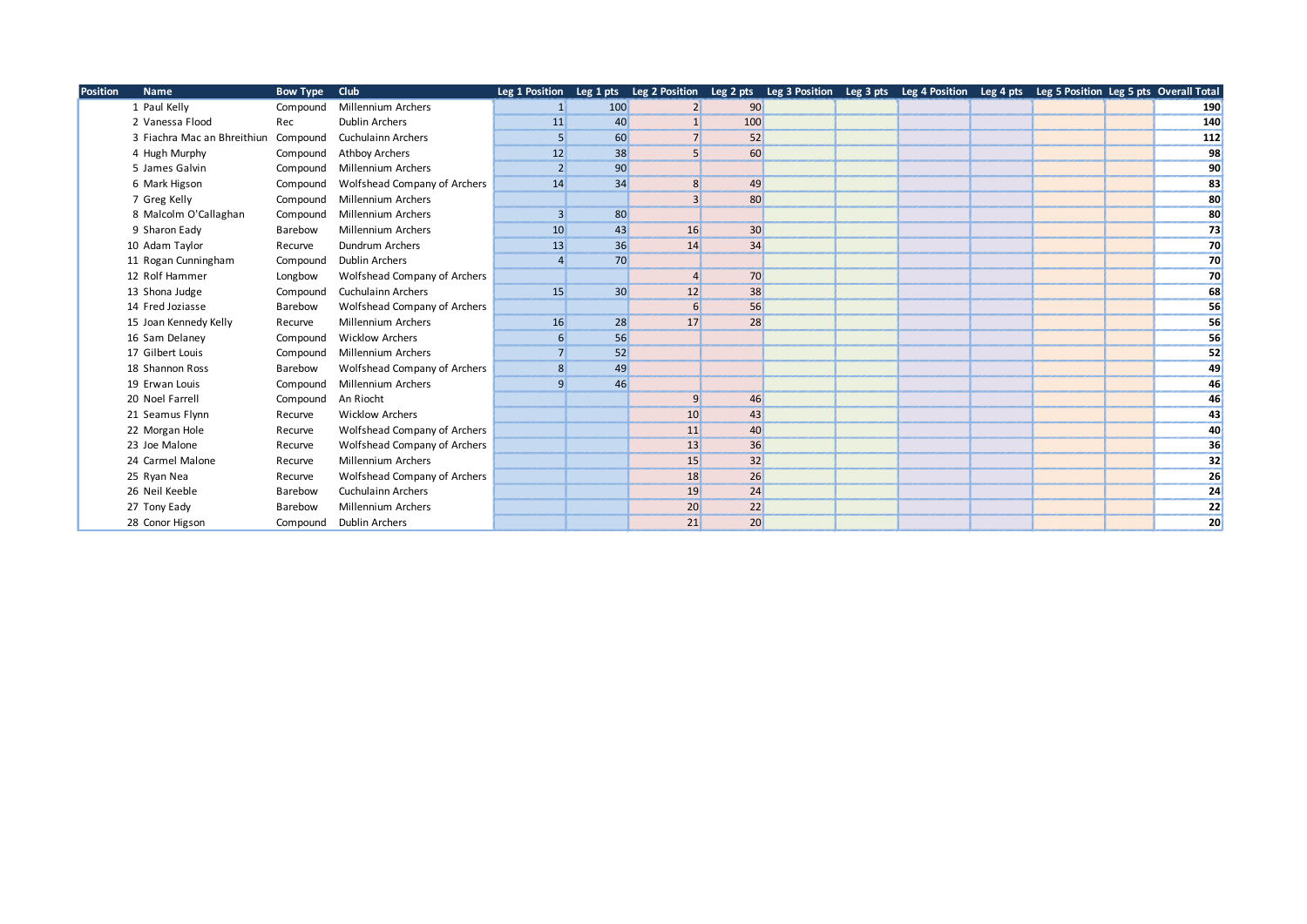| Position | Name | Bow Type | Club | Leg 1 Position | Leg 1 pts | Leg 2 Position | Leg 2 pts | Leg 3 Position | Leg 3 pts | Leg 4 Position | Leg 4 pts | Leg 5 Position | Leg 5 pts | Overall Total |
|---|---|---|---|---|---|---|---|---|---|---|---|---|---|---|
| 1 | Paul Kelly | Compound | Millennium Archers | 1 | 100 | 2 | 90 | | | | | | | 190 |
| 2 | Vanessa Flood | Rec | Dublin Archers | 11 | 40 | 1 | 100 | | | | | | | 140 |
| 3 | Fiachra Mac an Bhreithiun | Compound | Cuchulainn Archers | 5 | 60 | 7 | 52 | | | | | | | 112 |
| 4 | Hugh Murphy | Compound | Athboy Archers | 12 | 38 | 5 | 60 | | | | | | | 98 |
| 5 | James Galvin | Compound | Millennium Archers | 2 | 90 | | | | | | | | | 90 |
| 6 | Mark Higson | Compound | Wolfshead Company of Archers | 14 | 34 | 8 | 49 | | | | | | | 83 |
| 7 | Greg Kelly | Compound | Millennium Archers | | | 3 | 80 | | | | | | | 80 |
| 8 | Malcolm O'Callaghan | Compound | Millennium Archers | 3 | 80 | | | | | | | | | 80 |
| 9 | Sharon Eady | Barebow | Millennium Archers | 10 | 43 | 16 | 30 | | | | | | | 73 |
| 10 | Adam Taylor | Recurve | Dundrum Archers | 13 | 36 | 14 | 34 | | | | | | | 70 |
| 11 | Rogan Cunningham | Compound | Dublin Archers | 4 | 70 | | | | | | | | | 70 |
| 12 | Rolf Hammer | Longbow | Wolfshead Company of Archers | | | 4 | 70 | | | | | | | 70 |
| 13 | Shona Judge | Compound | Cuchulainn Archers | 15 | 30 | 12 | 38 | | | | | | | 68 |
| 14 | Fred Joziasse | Barebow | Wolfshead Company of Archers | | | 6 | 56 | | | | | | | 56 |
| 15 | Joan Kennedy Kelly | Recurve | Millennium Archers | 16 | 28 | 17 | 28 | | | | | | | 56 |
| 16 | Sam Delaney | Compound | Wicklow Archers | 6 | 56 | | | | | | | | | 56 |
| 17 | Gilbert Louis | Compound | Millennium Archers | 7 | 52 | | | | | | | | | 52 |
| 18 | Shannon Ross | Barebow | Wolfshead Company of Archers | 8 | 49 | | | | | | | | | 49 |
| 19 | Erwan Louis | Compound | Millennium Archers | 9 | 46 | | | | | | | | | 46 |
| 20 | Noel Farrell | Compound | An Riocht | | | 9 | 46 | | | | | | | 46 |
| 21 | Seamus Flynn | Recurve | Wicklow Archers | | | 10 | 43 | | | | | | | 43 |
| 22 | Morgan Hole | Recurve | Wolfshead Company of Archers | | | 11 | 40 | | | | | | | 40 |
| 23 | Joe Malone | Recurve | Wolfshead Company of Archers | | | 13 | 36 | | | | | | | 36 |
| 24 | Carmel Malone | Recurve | Millennium Archers | | | 15 | 32 | | | | | | | 32 |
| 25 | Ryan Nea | Recurve | Wolfshead Company of Archers | | | 18 | 26 | | | | | | | 26 |
| 26 | Neil Keeble | Barebow | Cuchulainn Archers | | | 19 | 24 | | | | | | | 24 |
| 27 | Tony Eady | Barebow | Millennium Archers | | | 20 | 22 | | | | | | | 22 |
| 28 | Conor Higson | Compound | Dublin Archers | | | 21 | 20 | | | | | | | 20 |